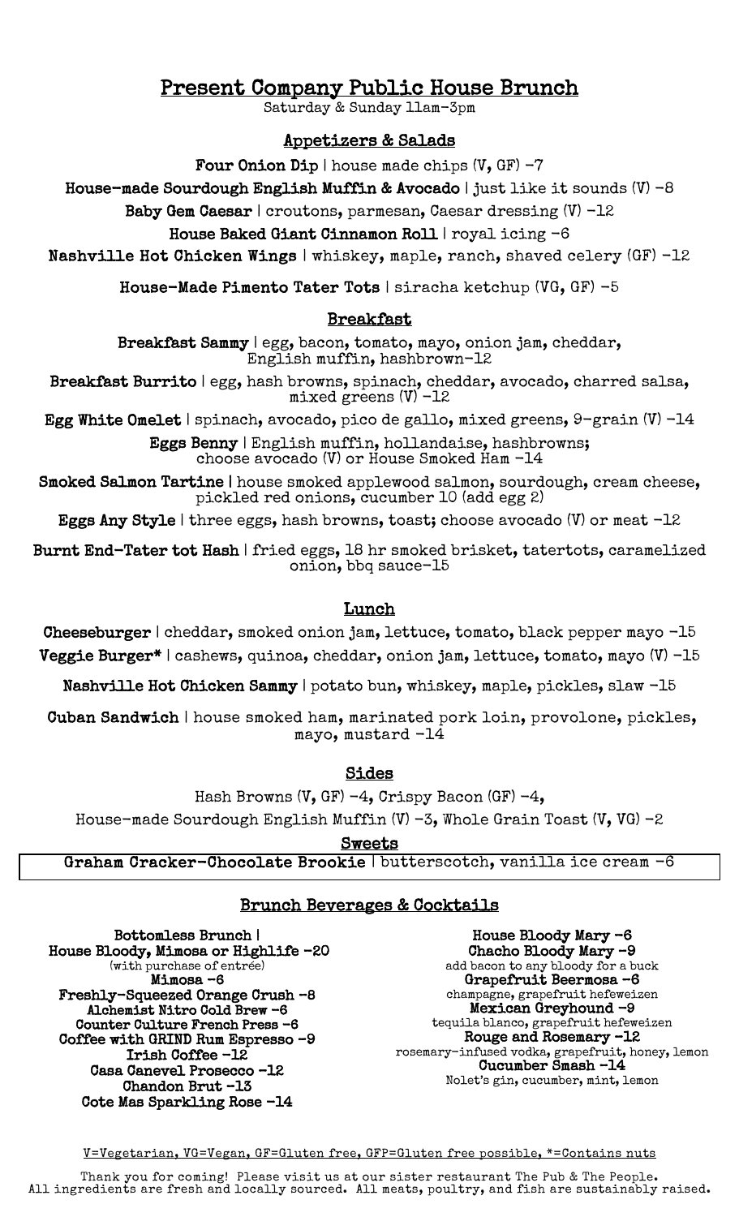# Present Company Public House Brunch

Saturday & Sunday 11am-3pm

## Appetizers & Salads

**Four Onion Dip** | house made chips (V, GF) -7

**House-made Sourdough English Muffin & Avocado** | just like it sounds (V) -8

**Baby Gem Caesar** | croutons, parmesan, Caesar dressing (V) -12

**House Baked Giant Cinnamon Roll** | royal icing -6

**Nashville Hot Chicken Wings** | whiskey, maple, ranch, shaved celery (GF) -12

**House-Made Pimento Tater Tots** | siracha ketchup (VG, GF) -5

## Breakfast

**Breakfast Sammy** | egg, bacon, tomato, mayo, onion jam, cheddar, English muffin, hashbrown-12

**Breakfast Burrito** | egg, hash browns, spinach, cheddar, avocado, charred salsa, mixed greens (V) -12

**Egg White Omelet** | spinach, avocado, pico de gallo, mixed greens, 9-grain (V) -14

**Eggs Benny** | English muffin, hollandaise, hashbrowns; choose avocado (V) or House Smoked Ham -14

**Smoked Salmon Tartine** | house smoked applewood salmon, sourdough, cream cheese, pickled red onions, cucumber 10 (add egg 2)

**Eggs Any Style** | three eggs, hash browns, toast; choose avocado (V) or meat -12

**Burnt End-Tater tot Hash** | fried eggs, 18 hr smoked brisket, tatertots, caramelized onion, bbq sauce-15

## Lunch

**Cheeseburger** | cheddar, smoked onion jam, lettuce, tomato, black pepper mayo -15

**Veggie Burger*** | cashews, quinoa, cheddar, onion jam, lettuce, tomato, mayo (V) -15

**Nashville Hot Chicken Sammy** | potato bun, whiskey, maple, pickles, slaw -15

**Cuban Sandwich** | house smoked ham, marinated pork loin, provolone, pickles, mayo, mustard -14

## Sides

Hash Browns (V, GF) -4, Crispy Bacon (GF) -4,

House-made Sourdough English Muffin (V) -3, Whole Grain Toast (V, VG) -2

## Sweets

**Graham Cracker-Chocolate Brookie** | butterscotch, vanilla ice cream -6

## Brunch Beverages & Cocktails

**Bottomless Brunch |**
**House Bloody, Mimosa or Highlife -20**
(with purchase of entrée)

**Mimosa -6**

**Freshly-Squeezed Orange Crush -8**

**Alchemist Nitro Cold Brew -6**

**Counter Culture French Press -6**

**Coffee with GRIND Rum Espresso -9**

**Irish Coffee -12**

**Casa Canevel Prosecco -12**

**Chandon Brut -13**

**Cote Mas Sparkling Rose -14**

**House Bloody Mary -6**

**Chacho Bloody Mary -9**

add bacon to any bloody for a buck

**Grapefruit Beermosa -6**

champagne, grapefruit hefeweizen

**Mexican Greyhound -9**

tequila blanco, grapefruit hefeweizen

**Rouge and Rosemary -12**

rosemary-infused vodka, grapefruit, honey, lemon

**Cucumber Smash -14**

Nolet's gin, cucumber, mint, lemon

V=Vegetarian, VG=Vegan, GF=Gluten free, GFP=Gluten free possible, *=Contains nuts

Thank you for coming! Please visit us at our sister restaurant The Pub & The People.
All ingredients are fresh and locally sourced. All meats, poultry, and fish are sustainably raised.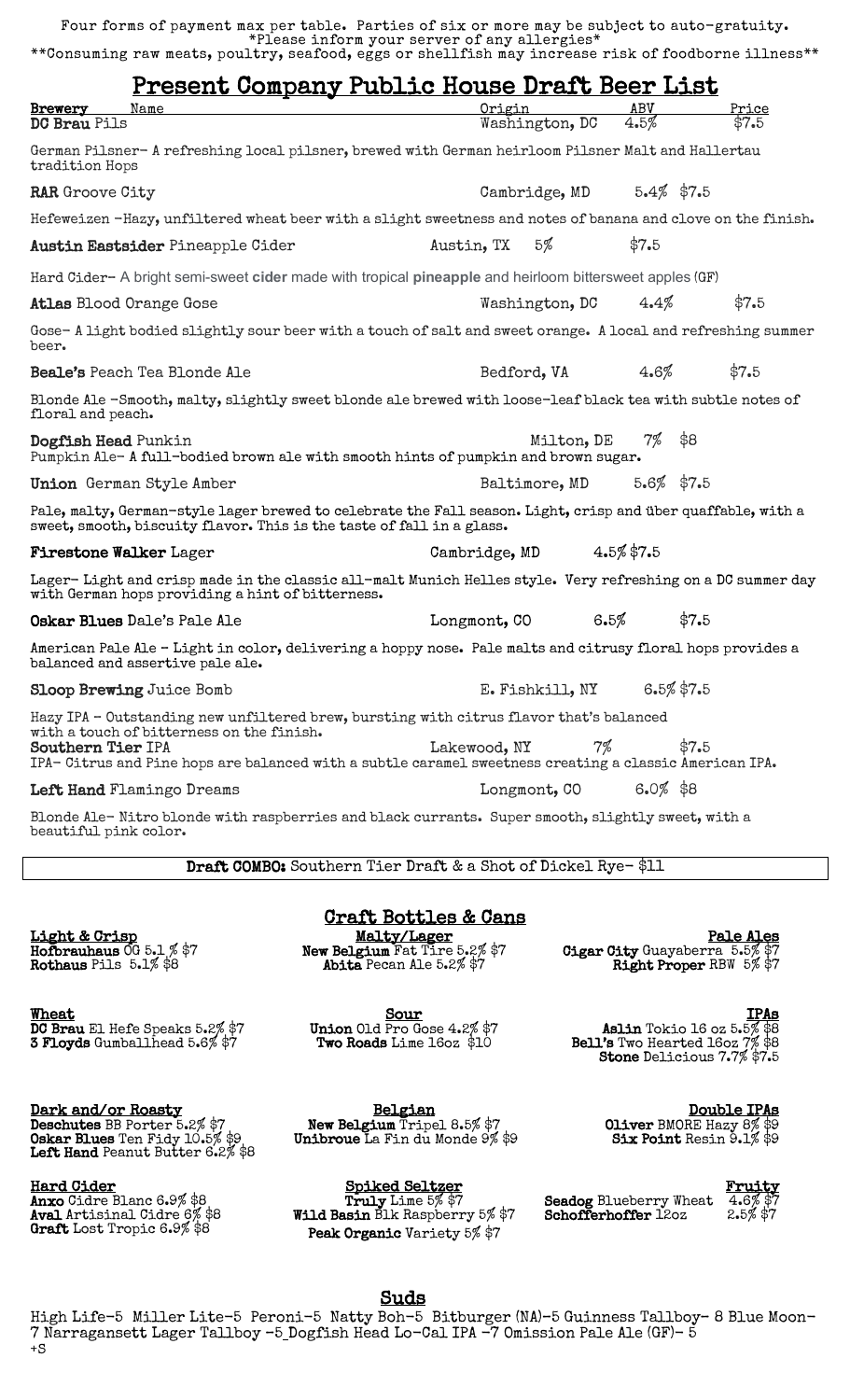Four forms of payment max per table. Parties of six or more may be subject to auto-gratuity.
*Please inform your server of any allergies*
**Consuming raw meats, poultry, seafood, eggs or shellfish may increase risk of foodborne illness**

# Present Company Public House Draft Beer List

| Brewery Name | Origin | ABV | Price |
|---|---|---|---|
| **DC Brau** Pils | Washington, DC | 4.5% | $7.5 |

German Pilsner- A refreshing local pilsner, brewed with German heirloom Pilsner Malt and Hallertau tradition Hops

| | | | |
|---|---|---|---|
| **RAR** Groove City | Cambridge, MD | 5.4% | $7.5 |

Hefeweizen -Hazy, unfiltered wheat beer with a slight sweetness and notes of banana and clove on the finish.

| | | | |
|---|---|---|---|
| **Austin Eastsider** Pineapple Cider | Austin, TX | 5% | $7.5 |

Hard Cider- A bright semi-sweet **cider** made with tropical **pineapple** and heirloom bittersweet apples (GF)

| | | | |
|---|---|---|---|
| **Atlas** Blood Orange Gose | Washington, DC | 4.4% | $7.5 |

Gose- A light bodied slightly sour beer with a touch of salt and sweet orange. A local and refreshing summer beer.

| | | | |
|---|---|---|---|
| **Beale's** Peach Tea Blonde Ale | Bedford, VA | 4.6% | $7.5 |

Blonde Ale -Smooth, malty, slightly sweet blonde ale brewed with loose-leaf black tea with subtle notes of floral and peach.

| | | | |
|---|---|---|---|
| **Dogfish Head** Punkin | Milton, DE | 7% | $8 |

Pumpkin Ale- **A full-bodied brown ale with smooth hints of pumpkin and brown sugar.**

| | | | |
|---|---|---|---|
| **Union** German Style Amber | Baltimore, MD | 5.6% | $7.5 |

Pale, malty, German-style lager brewed to celebrate the Fall season. Light, crisp and über quaffable, with a sweet, smooth, biscuity flavor. This is the taste of fall in a glass.

| | | | |
|---|---|---|---|
| **Firestone Walker** Lager | Cambridge, MD | 4.5% | $7.5 |

Lager- Light and crisp made in the classic all-malt Munich Helles style. Very refreshing on a DC summer day with German hops providing a hint of bitterness.

| | | | |
|---|---|---|---|
| **Oskar Blues** Dale's Pale Ale | Longmont, CO | 6.5% | $7.5 |

American Pale Ale - Light in color, delivering a hoppy nose. Pale malts and citrusy floral hops provides a balanced and assertive pale ale.

| | | | |
|---|---|---|---|
| **Sloop Brewing** Juice Bomb | E. Fishkill, NY | 6.5% | $7.5 |

Hazy IPA - Outstanding new unfiltered brew, bursting with citrus flavor that's balanced with a touch of bitterness on the finish.

| | | | |
|---|---|---|---|
| **Southern Tier** IPA | Lakewood, NY | 7% | $7.5 |

IPA- Citrus and Pine hops are balanced with a subtle caramel sweetness creating a classic American IPA.

| | | | |
|---|---|---|---|
| **Left Hand** Flamingo Dreams | Longmont, CO | 6.0% | $8 |

Blonde Ale- Nitro blonde with raspberries and black currants. Super smooth, slightly sweet, with a beautiful pink color.

**Draft COMBO:** Southern Tier Draft & a Shot of Dickel Rye- $11

## Craft Bottles & Cans

**Light & Crisp**
**Hofbrauhaus** OG 5.1 % $7
**Rothaus** Pils 5.1% $8

**Malty/Lager**
**New Belgium** Fat Tire 5.2% $7
**Abita** Pecan Ale 5.2% $7

**Pale Ales**
**Cigar City** Guayaberra 5.5% $7
**Right Proper** RBW 5% $7

**Wheat**
**DC Brau** El Hefe Speaks 5.2% $7
**3 Floyds** Gumballhead 5.6% $7

**Sour**
**Union** Old Pro Gose 4.2% $7
**Two Roads** Lime 16oz $10

**IPAs**
**Aslin** Tokio 16 oz 5.5% $8
**Bell's** Two Hearted 16oz 7% $8
**Stone** Delicious 7.7% $7.5

**Dark and/or Roasty**
**Deschutes** BB Porter 5.2% $7
**Oskar Blues** Ten Fidy 10.5% $9
**Left Hand** Peanut Butter 6.2% $8

**Belgian**
**New Belgium** Tripel 8.5% $7
**Unibroue** La Fin du Monde 9% $9

**Double IPAs**
**Oliver** BMORE Hazy 8% $9
**Six Point** Resin 9.1% $9

**Hard Cider**
**Anxo** Cidre Blanc 6.9% $8
**Aval** Artisinal Cidre 6% $8
**Graft** Lost Tropic 6.9% $8

**Spiked Seltzer**
**Truly** Lime 5% $7
**Wild Basin** Blk Raspberry 5% $7
**Peak Organic** Variety 5% $7

**Fruity**
**Seadog** Blueberry Wheat 4.6% $7
**Schofferhoffer** 12oz 2.5% $7

## Suds

High Life-5 Miller Lite-5 Peroni-5 Natty Boh-5 Bitburger (NA)-5 Guinness Tallboy- 8 Blue Moon- 7 Narragansett Lager Tallboy -5 Dogfish Head Lo-Cal IPA -7 Omission Pale Ale (GF)- 5
+S